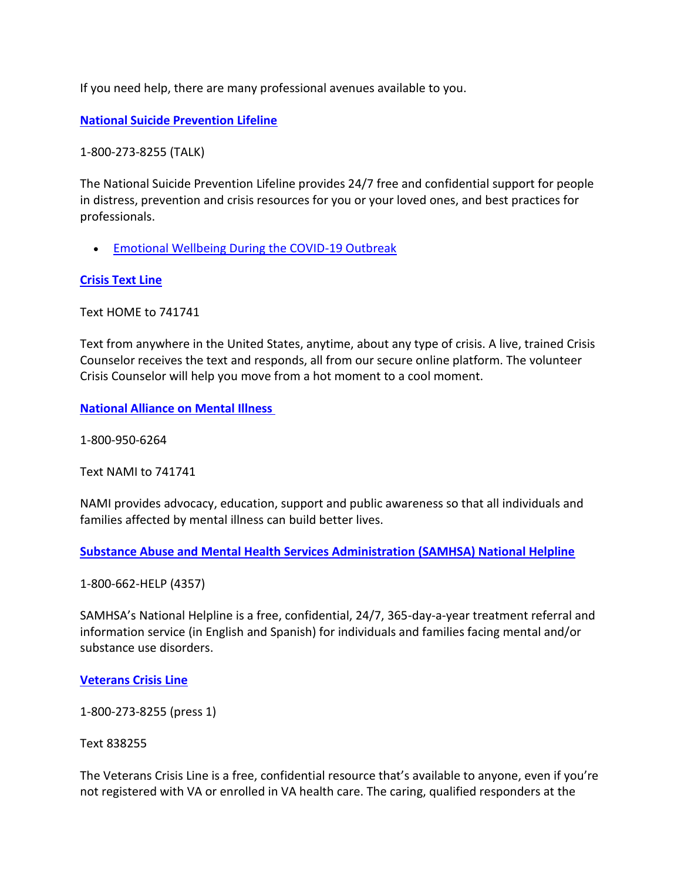If you need help, there are many professional avenues available to you.

**National Suicide Prevention Lifeline**

1-800-273-8255 (TALK)

The National Suicide Prevention Lifeline provides 24/7 free and confidential support for people in distress, prevention and crisis resources for you or your loved ones, and best practices for professionals.

- Emotional Wellbeing During the COVID-19 Outbreak

**Crisis Text Line**

Text HOME to 741741

Text from anywhere in the United States, anytime, about any type of crisis. A live, trained Crisis Counselor receives the text and responds, all from our secure online platform. The volunteer Crisis Counselor will help you move from a hot moment to a cool moment.

**National Alliance on Mental Illness**

1-800-950-6264

Text NAMI to 741741

NAMI provides advocacy, education, support and public awareness so that all individuals and families affected by mental illness can build better lives.

**Substance Abuse and Mental Health Services Administration (SAMHSA) National Helpline**

1-800-662-HELP (4357)

SAMHSA's National Helpline is a free, confidential, 24/7, 365-day-a-year treatment referral and information service (in English and Spanish) for individuals and families facing mental and/or substance use disorders.

**Veterans Crisis Line**

1-800-273-8255 (press 1)

Text 838255

The Veterans Crisis Line is a free, confidential resource that's available to anyone, even if you're not registered with VA or enrolled in VA health care. The caring, qualified responders at the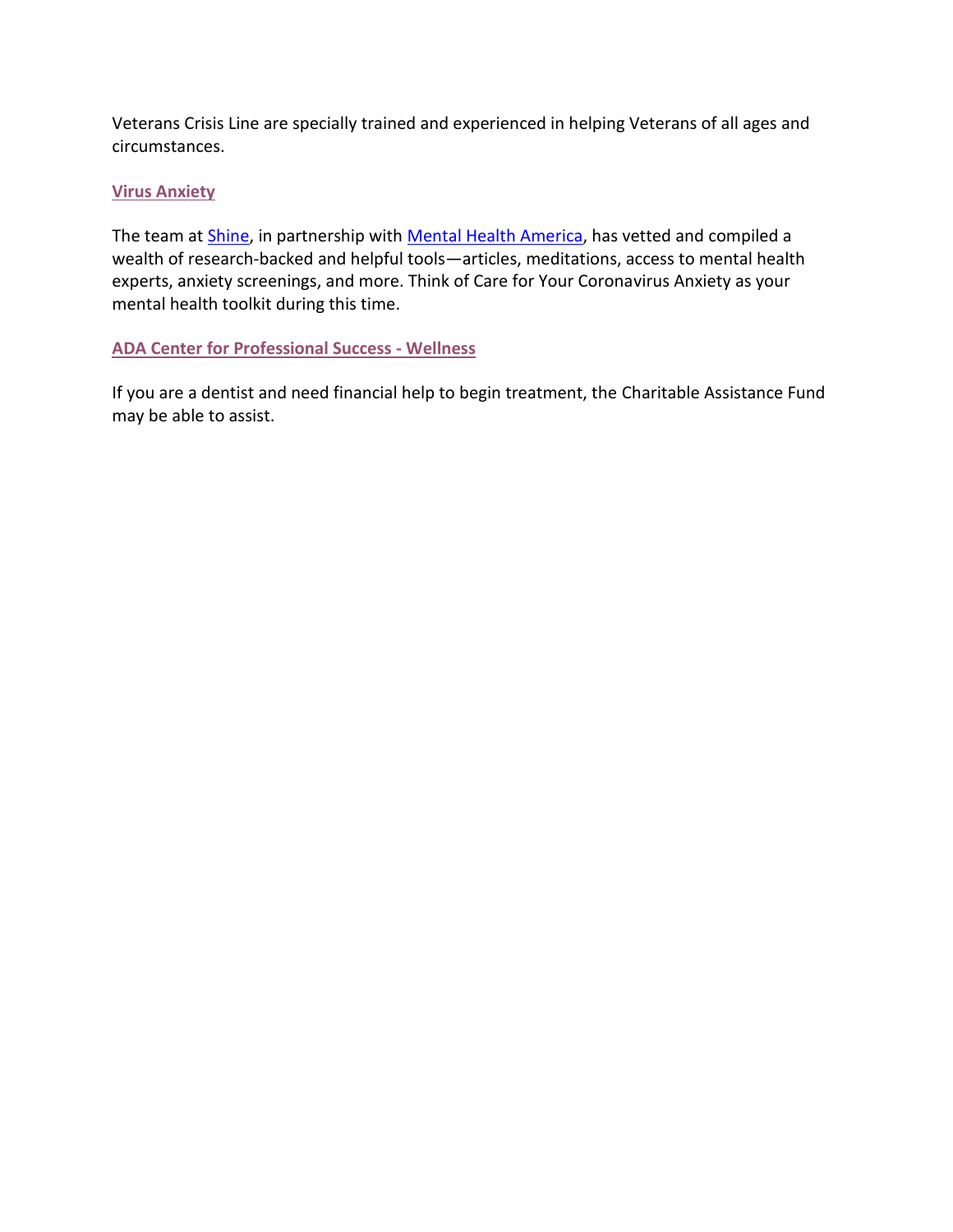Veterans Crisis Line are specially trained and experienced in helping Veterans of all ages and circumstances.

**Virus Anxiety**

The team at Shine, in partnership with Mental Health America, has vetted and compiled a wealth of research-backed and helpful tools—articles, meditations, access to mental health experts, anxiety screenings, and more. Think of Care for Your Coronavirus Anxiety as your mental health toolkit during this time.

**ADA Center for Professional Success - Wellness**

If you are a dentist and need financial help to begin treatment, the Charitable Assistance Fund may be able to assist.